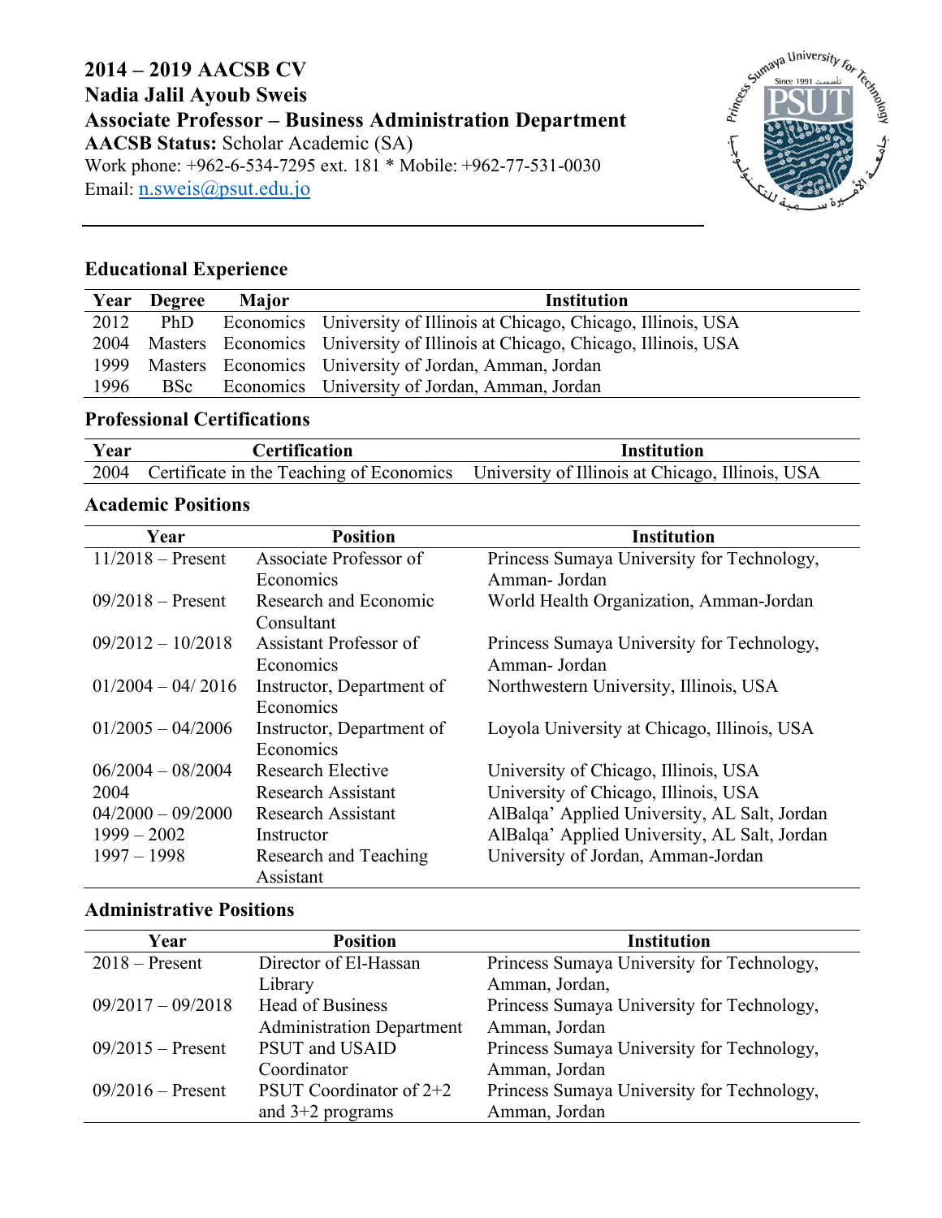# 2014 – 2019 AACSB CV
# Nadia Jalil Ayoub Sweis
## Associate Professor – Business Administration Department

**AACSB Status:** Scholar Academic (SA)
Work phone: +962-6-534-7295 ext. 181 * Mobile: +962-77-531-0030
Email: n.sweis@psut.edu.jo

---

### Educational Experience

| Year | Degree | Major | Institution |
|---|---|---|---|
| 2012 | PhD | Economics | University of Illinois at Chicago, Chicago, Illinois, USA |
| 2004 | Masters | Economics | University of Illinois at Chicago, Chicago, Illinois, USA |
| 1999 | Masters | Economics | University of Jordan, Amman, Jordan |
| 1996 | BSc | Economics | University of Jordan, Amman, Jordan |

### Professional Certifications

| Year | Certification | Institution |
|---|---|---|
| 2004 | Certificate in the Teaching of Economics | University of Illinois at Chicago, Illinois, USA |

### Academic Positions

| Year | Position | Institution |
|---|---|---|
| 11/2018 – Present | Associate Professor of Economics | Princess Sumaya University for Technology, Amman- Jordan |
| 09/2018 – Present | Research and Economic Consultant | World Health Organization, Amman-Jordan |
| 09/2012 – 10/2018 | Assistant Professor of Economics | Princess Sumaya University for Technology, Amman- Jordan |
| 01/2004 – 04/ 2016 | Instructor, Department of Economics | Northwestern University, Illinois, USA |
| 01/2005 – 04/2006 | Instructor, Department of Economics | Loyola University at Chicago, Illinois, USA |
| 06/2004 – 08/2004 | Research Elective | University of Chicago, Illinois, USA |
| 2004 | Research Assistant | University of Chicago, Illinois, USA |
| 04/2000 – 09/2000 | Research Assistant | AlBalqa' Applied University, AL Salt, Jordan |
| 1999 – 2002 | Instructor | AlBalqa' Applied University, AL Salt, Jordan |
| 1997 – 1998 | Research and Teaching Assistant | University of Jordan, Amman-Jordan |

### Administrative Positions

| Year | Position | Institution |
|---|---|---|
| 2018 – Present | Director of El-Hassan Library | Princess Sumaya University for Technology, Amman, Jordan, |
| 09/2017 – 09/2018 | Head of Business Administration Department | Princess Sumaya University for Technology, Amman, Jordan |
| 09/2015 – Present | PSUT and USAID Coordinator | Princess Sumaya University for Technology, Amman, Jordan |
| 09/2016 – Present | PSUT Coordinator of 2+2 and 3+2 programs | Princess Sumaya University for Technology, Amman, Jordan |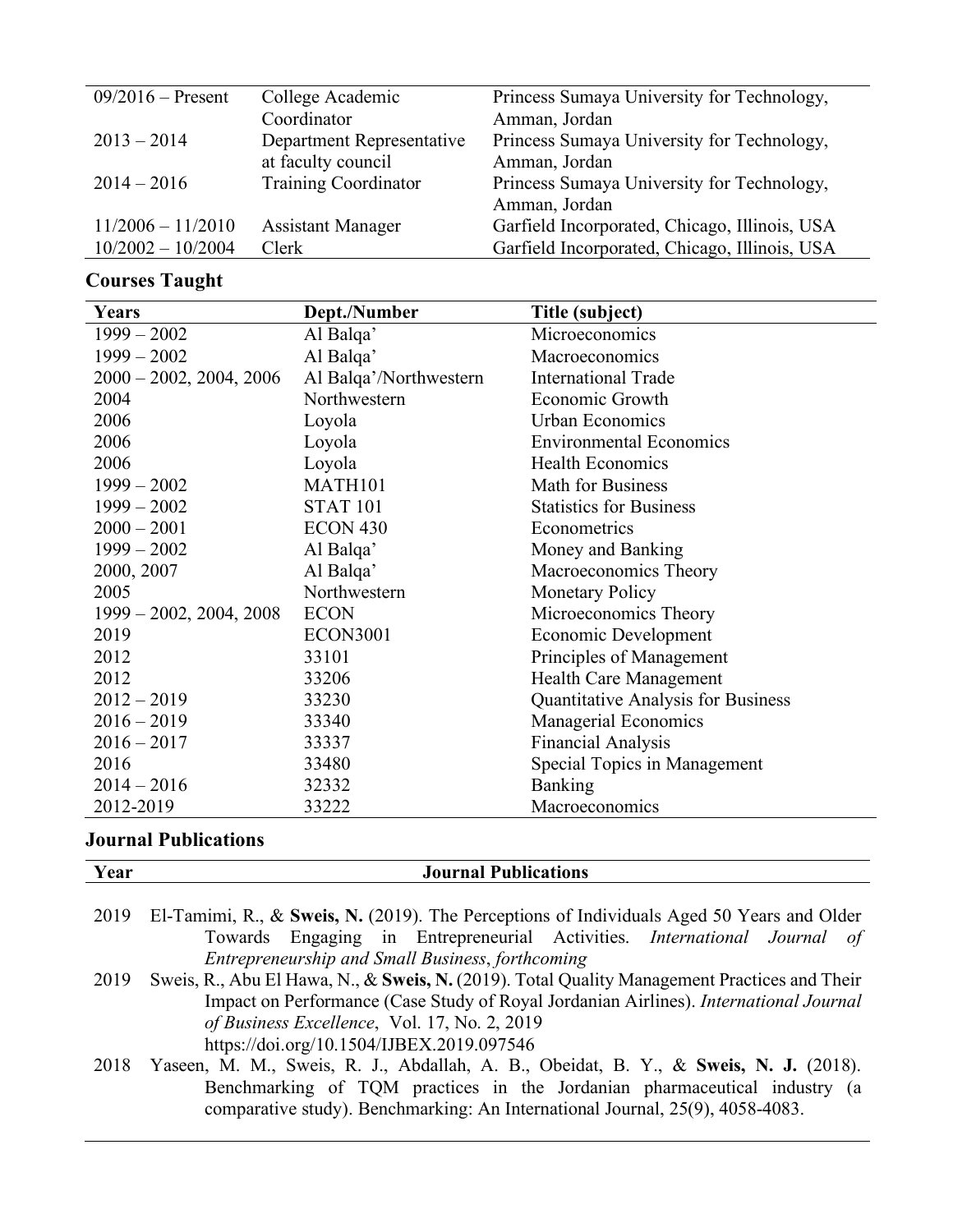| | | |
|---|---|---|
| 09/2016 – Present | College Academic Coordinator | Princess Sumaya University for Technology, Amman, Jordan |
| 2013 – 2014 | Department Representative at faculty council | Princess Sumaya University for Technology, Amman, Jordan |
| 2014 – 2016 | Training Coordinator | Princess Sumaya University for Technology, Amman, Jordan |
| 11/2006 – 11/2010 | Assistant Manager | Garfield Incorporated, Chicago, Illinois, USA |
| 10/2002 – 10/2004 | Clerk | Garfield Incorporated, Chicago, Illinois, USA |

## Courses Taught

| Years | Dept./Number | Title (subject) |
|---|---|---|
| 1999 – 2002 | Al Balqa' | Microeconomics |
| 1999 – 2002 | Al Balqa' | Macroeconomics |
| 2000 – 2002, 2004, 2006 | Al Balqa'/Northwestern | International Trade |
| 2004 | Northwestern | Economic Growth |
| 2006 | Loyola | Urban Economics |
| 2006 | Loyola | Environmental Economics |
| 2006 | Loyola | Health Economics |
| 1999 – 2002 | MATH101 | Math for Business |
| 1999 – 2002 | STAT 101 | Statistics for Business |
| 2000 – 2001 | ECON 430 | Econometrics |
| 1999 – 2002 | Al Balqa' | Money and Banking |
| 2000, 2007 | Al Balqa' | Macroeconomics Theory |
| 2005 | Northwestern | Monetary Policy |
| 1999 – 2002, 2004, 2008 | ECON | Microeconomics Theory |
| 2019 | ECON3001 | Economic Development |
| 2012 | 33101 | Principles of Management |
| 2012 | 33206 | Health Care Management |
| 2012 – 2019 | 33230 | Quantitative Analysis for Business |
| 2016 – 2019 | 33340 | Managerial Economics |
| 2016 – 2017 | 33337 | Financial Analysis |
| 2016 | 33480 | Special Topics in Management |
| 2014 – 2016 | 32332 | Banking |
| 2012-2019 | 33222 | Macroeconomics |

## Journal Publications

| Year | Journal Publications |
|---|---|
| 2019 | El-Tamimi, R., & **Sweis, N.** (2019). The Perceptions of Individuals Aged 50 Years and Older Towards Engaging in Entrepreneurial Activities. *International Journal of Entrepreneurship and Small Business*, *forthcoming* |
| 2019 | Sweis, R., Abu El Hawa, N., & **Sweis, N.** (2019). Total Quality Management Practices and Their Impact on Performance (Case Study of Royal Jordanian Airlines). *International Journal of Business Excellence*, Vol. 17, No. 2, 2019 https://doi.org/10.1504/IJBEX.2019.097546 |
| 2018 | Yaseen, M. M., Sweis, R. J., Abdallah, A. B., Obeidat, B. Y., & **Sweis, N. J.** (2018). Benchmarking of TQM practices in the Jordanian pharmaceutical industry (a comparative study). Benchmarking: An International Journal, 25(9), 4058-4083. |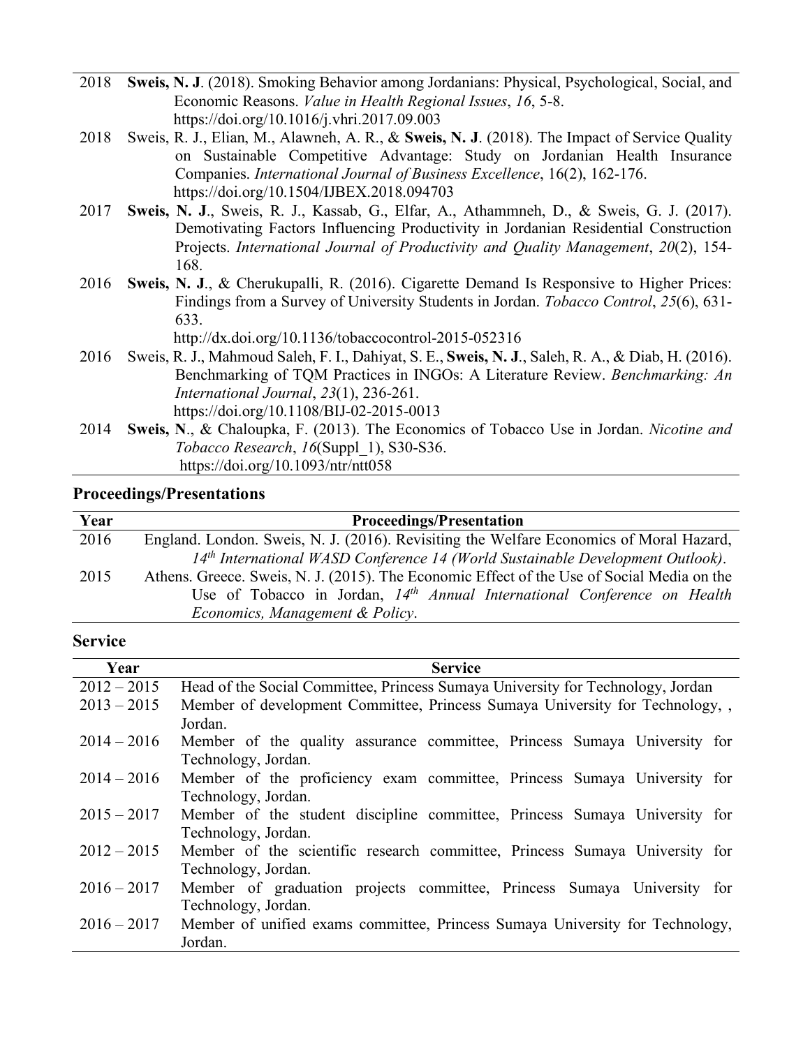| | |
|---|---|
| 2018 | **Sweis, N. J**. (2018). Smoking Behavior among Jordanians: Physical, Psychological, Social, and Economic Reasons. *Value in Health Regional Issues*, *16*, 5-8. https://doi.org/10.1016/j.vhri.2017.09.003 |
| 2018 | Sweis, R. J., Elian, M., Alawneh, A. R., & **Sweis, N. J**. (2018). The Impact of Service Quality on Sustainable Competitive Advantage: Study on Jordanian Health Insurance Companies. *International Journal of Business Excellence*, 16(2), 162-176. https://doi.org/10.1504/IJBEX.2018.094703 |
| 2017 | **Sweis, N. J**., Sweis, R. J., Kassab, G., Elfar, A., Athammneh, D., & Sweis, G. J. (2017). Demotivating Factors Influencing Productivity in Jordanian Residential Construction Projects. *International Journal of Productivity and Quality Management*, *20*(2), 154-168. |
| 2016 | **Sweis, N. J**., & Cherukupalli, R. (2016). Cigarette Demand Is Responsive to Higher Prices: Findings from a Survey of University Students in Jordan. *Tobacco Control*, *25*(6), 631-633. http://dx.doi.org/10.1136/tobaccocontrol-2015-052316 |
| 2016 | Sweis, R. J., Mahmoud Saleh, F. I., Dahiyat, S. E., **Sweis, N. J**., Saleh, R. A., & Diab, H. (2016). Benchmarking of TQM Practices in INGOs: A Literature Review. *Benchmarking: An International Journal*, *23*(1), 236-261. https://doi.org/10.1108/BIJ-02-2015-0013 |
| 2014 | **Sweis, N**., & Chaloupka, F. (2013). The Economics of Tobacco Use in Jordan. *Nicotine and Tobacco Research*, *16*(Suppl_1), S30-S36. https://doi.org/10.1093/ntr/ntt058 |

## Proceedings/Presentations

| Year | Proceedings/Presentation |
|---|---|
| 2016 | England. London. Sweis, N. J. (2016). Revisiting the Welfare Economics of Moral Hazard, *14th International WASD Conference 14 (World Sustainable Development Outlook)*. |
| 2015 | Athens. Greece. Sweis, N. J. (2015). The Economic Effect of the Use of Social Media on the Use of Tobacco in Jordan, *14th Annual International Conference on Health Economics, Management & Policy*. |

## Service

| Year | Service |
|---|---|
| 2012 – 2015 | Head of the Social Committee, Princess Sumaya University for Technology, Jordan |
| 2013 – 2015 | Member of development Committee, Princess Sumaya University for Technology, , Jordan. |
| 2014 – 2016 | Member of the quality assurance committee, Princess Sumaya University for Technology, Jordan. |
| 2014 – 2016 | Member of the proficiency exam committee, Princess Sumaya University for Technology, Jordan. |
| 2015 – 2017 | Member of the student discipline committee, Princess Sumaya University for Technology, Jordan. |
| 2012 – 2015 | Member of the scientific research committee, Princess Sumaya University for Technology, Jordan. |
| 2016 – 2017 | Member of graduation projects committee, Princess Sumaya University for Technology, Jordan. |
| 2016 – 2017 | Member of unified exams committee, Princess Sumaya University for Technology, Jordan. |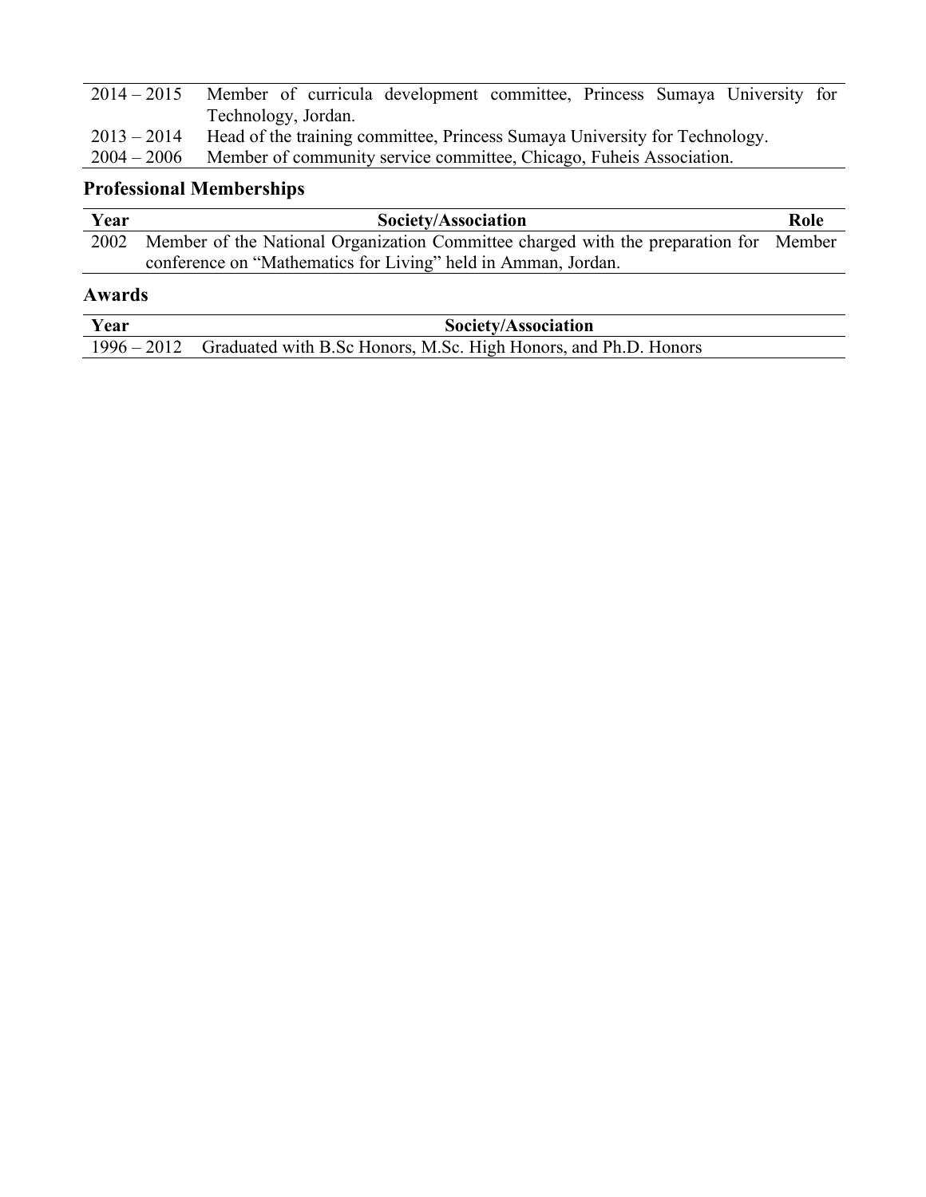| | |
|---|---|
| 2014 – 2015 | Member of curricula development committee, Princess Sumaya University for Technology, Jordan. |
| 2013 – 2014 | Head of the training committee, Princess Sumaya University for Technology. |
| 2004 – 2006 | Member of community service committee, Chicago, Fuheis Association. |

## Professional Memberships

| Year | Society/Association | Role |
|---|---|---|
| 2002 | Member of the National Organization Committee charged with the preparation for conference on “Mathematics for Living” held in Amman, Jordan. | Member |

## Awards

| Year | Society/Association |
|---|---|
| 1996 – 2012 | Graduated with B.Sc Honors, M.Sc. High Honors, and Ph.D. Honors |